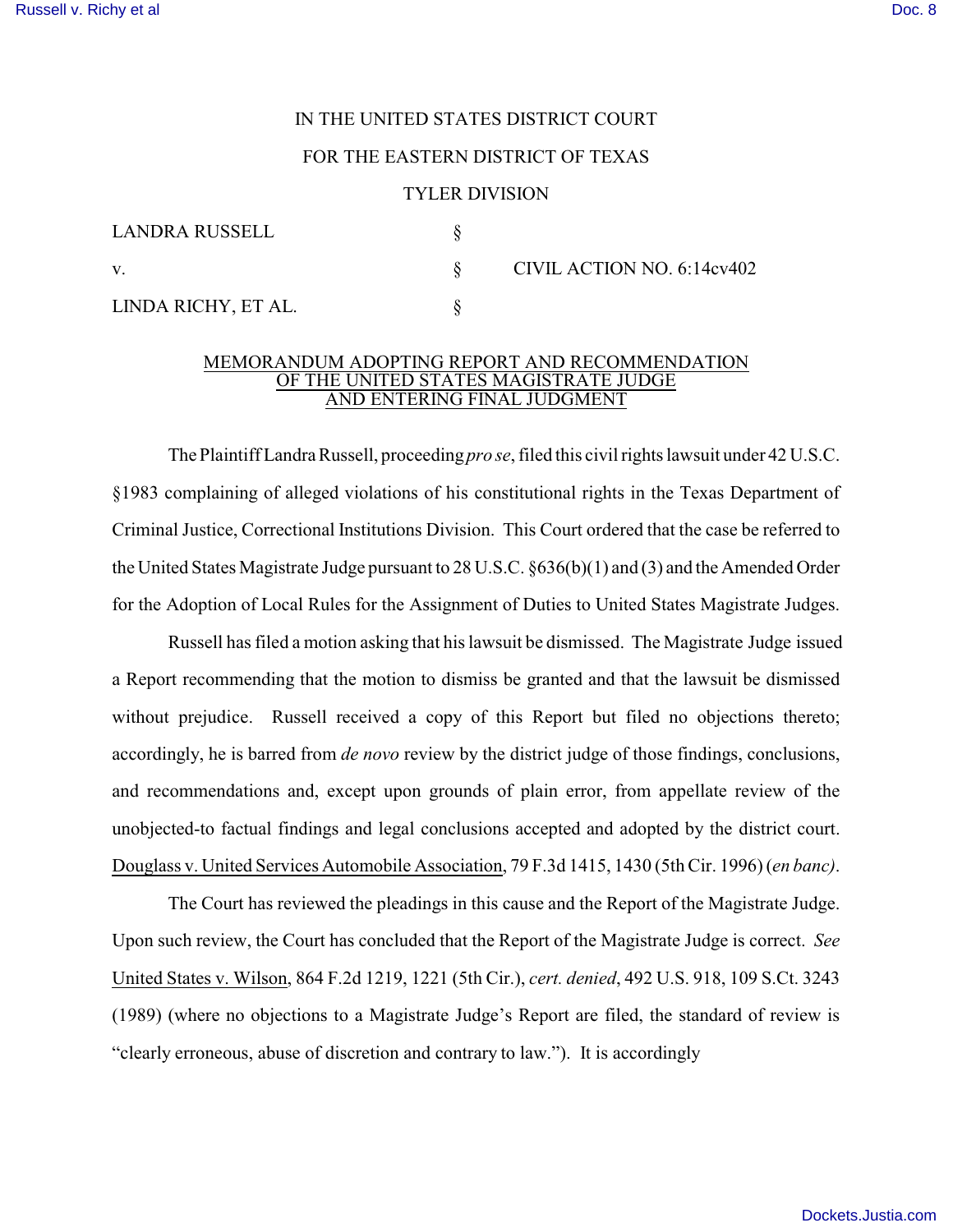IN THE UNITED STATES DISTRICT COURT

FOR THE EASTERN DISTRICT OF TEXAS

TYLER DIVISION

| | | |
|---|---|---|
| LANDRA RUSSELL | § | |
| v. | § | CIVIL ACTION NO. 6:14cv402 |
| LINDA RICHY, ET AL. | § | |

## MEMORANDUM ADOPTING REPORT AND RECOMMENDATION OF THE UNITED STATES MAGISTRATE JUDGE AND ENTERING FINAL JUDGMENT

The Plaintiff Landra Russell, proceeding *pro se*, filed this civil rights lawsuit under 42 U.S.C. §1983 complaining of alleged violations of his constitutional rights in the Texas Department of Criminal Justice, Correctional Institutions Division. This Court ordered that the case be referred to the United States Magistrate Judge pursuant to 28 U.S.C. §636(b)(1) and (3) and the Amended Order for the Adoption of Local Rules for the Assignment of Duties to United States Magistrate Judges.

Russell has filed a motion asking that his lawsuit be dismissed. The Magistrate Judge issued a Report recommending that the motion to dismiss be granted and that the lawsuit be dismissed without prejudice. Russell received a copy of this Report but filed no objections thereto; accordingly, he is barred from *de novo* review by the district judge of those findings, conclusions, and recommendations and, except upon grounds of plain error, from appellate review of the unobjected-to factual findings and legal conclusions accepted and adopted by the district court. Douglass v. United Services Automobile Association, 79 F.3d 1415, 1430 (5th Cir. 1996) (*en banc)*.

The Court has reviewed the pleadings in this cause and the Report of the Magistrate Judge. Upon such review, the Court has concluded that the Report of the Magistrate Judge is correct. *See* United States v. Wilson, 864 F.2d 1219, 1221 (5th Cir.), *cert. denied*, 492 U.S. 918, 109 S.Ct. 3243 (1989) (where no objections to a Magistrate Judge's Report are filed, the standard of review is "clearly erroneous, abuse of discretion and contrary to law."). It is accordingly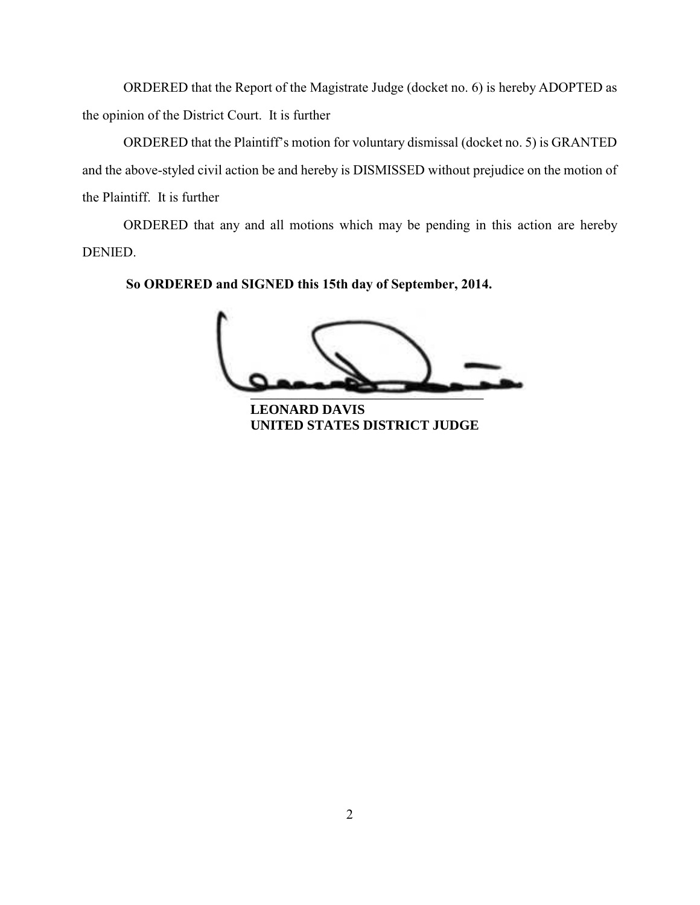ORDERED that the Report of the Magistrate Judge (docket no. 6) is hereby ADOPTED as the opinion of the District Court. It is further

ORDERED that the Plaintiff's motion for voluntary dismissal (docket no. 5) is GRANTED and the above-styled civil action be and hereby is DISMISSED without prejudice on the motion of the Plaintiff. It is further

ORDERED that any and all motions which may be pending in this action are hereby DENIED.

**So ORDERED and SIGNED this 15th day of September, 2014.**

**LEONARD DAVIS**
**UNITED STATES DISTRICT JUDGE**